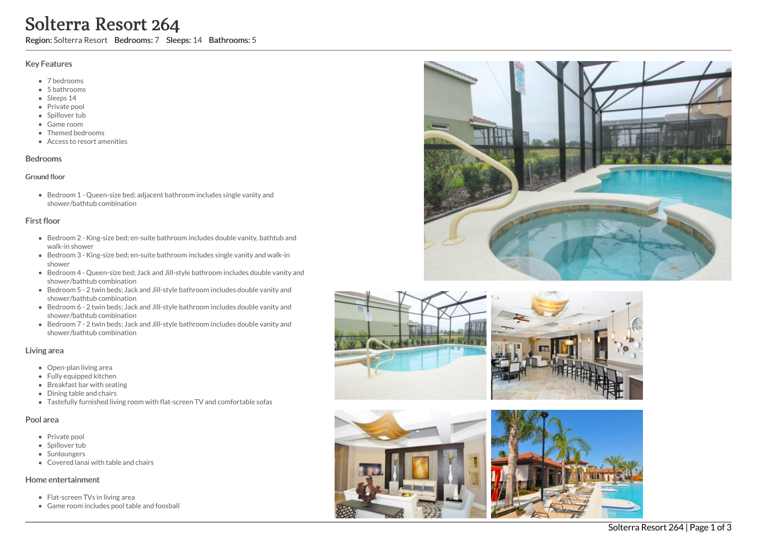# Solterra Resort 264

**Region:** Solterra Resort **Bedrooms:** 7 **Sleeps:** 14 **Bathrooms:** 5

## Key Features

- 7 bedrooms
- 5 bathrooms
- Sleeps 14
- Private pool
- Spillover tub
- Game room
- Themed bedrooms
- Access to resort amenities

## Bedrooms

### Ground floor

- Bedroom 1 - Queen-size bed; adjacent bathroom includes single vanity and shower/bathtub combination

## First floor

- Bedroom 2 - King-size bed; en-suite bathroom includes double vanity, bathtub and walk-in shower
- Bedroom 3 - King-size bed; en-suite bathroom includes single vanity and walk-in shower
- Bedroom 4 - Queen-size bed; Jack and Jill-style bathroom includes double vanity and shower/bathtub combination
- Bedroom 5 - 2 twin beds; Jack and Jill-style bathroom includes double vanity and shower/bathtub combination
- Bedroom 6 - 2 twin beds; Jack and Jill-style bathroom includes double vanity and shower/bathtub combination
- Bedroom 7 - 2 twin beds; Jack and Jill-style bathroom includes double vanity and shower/bathtub combination

## Living area

- Open-plan living area
- Fully equipped kitchen
- Breakfast bar with seating
- Dining table and chairs
- Tastefully furnished living room with flat-screen TV and comfortable sofas

## Pool area

- Private pool
- Spillover tub
- Sunloungers
- Covered lanai with table and chairs

## Home entertainment

- Flat-screen TVs in living area
- Game room includes pool table and foosball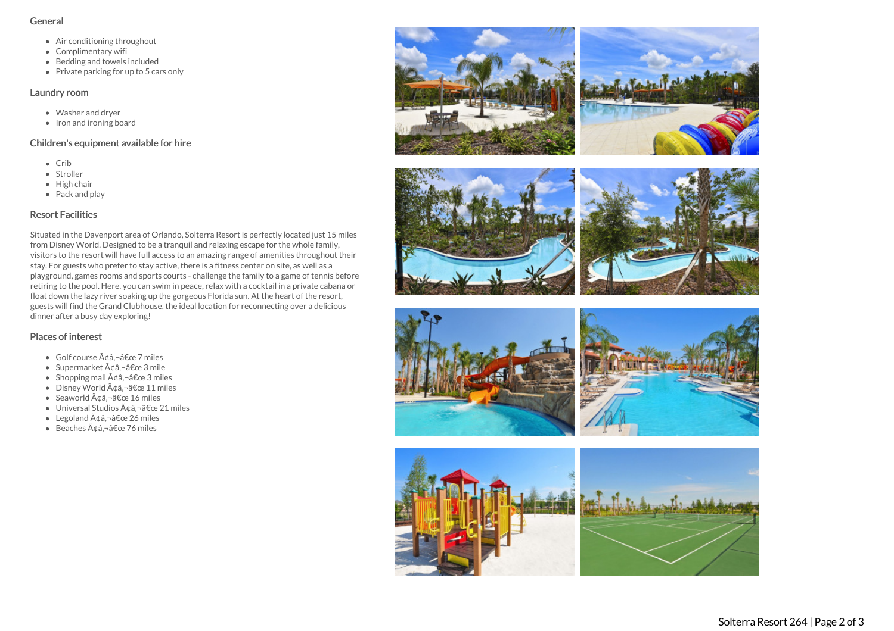## General

- Air conditioning throughout
- Complimentary wifi
- Bedding and towels included
- Private parking for up to 5 cars only

## Laundry room

- Washer and dryer
- Iron and ironing board

## Children's equipment available for hire

- Crib
- Stroller
- High chair
- Pack and play

## Resort Facilities

Situated in the Davenport area of Orlando, Solterra Resort is perfectly located just 15 miles from Disney World. Designed to be a tranquil and relaxing escape for the whole family, visitors to the resort will have full access to an amazing range of amenities throughout their stay. For guests who prefer to stay active, there is a fitness center on site, as well as a playground, games rooms and sports courts - challenge the family to a game of tennis before retiring to the pool. Here, you can swim in peace, relax with a cocktail in a private cabana or float down the lazy river soaking up the gorgeous Florida sun. At the heart of the resort, guests will find the Grand Clubhouse, the ideal location for reconnecting over a delicious dinner after a busy day exploring!

## Places of interest

- Golf course Ã¢â‚¬â€œ 7 miles
- Supermarket Ã¢â‚¬â€œ 3 mile
- Shopping mall Ã¢â‚¬â€œ 3 miles
- Disney World Ã¢â‚¬â€œ 11 miles
- Seaworld Ã¢â‚¬â€œ 16 miles
- Universal Studios Ã¢â‚¬â€œ 21 miles
- Legoland Ã¢â‚¬â€œ 26 miles
- Beaches Ã¢â‚¬â€œ 76 miles